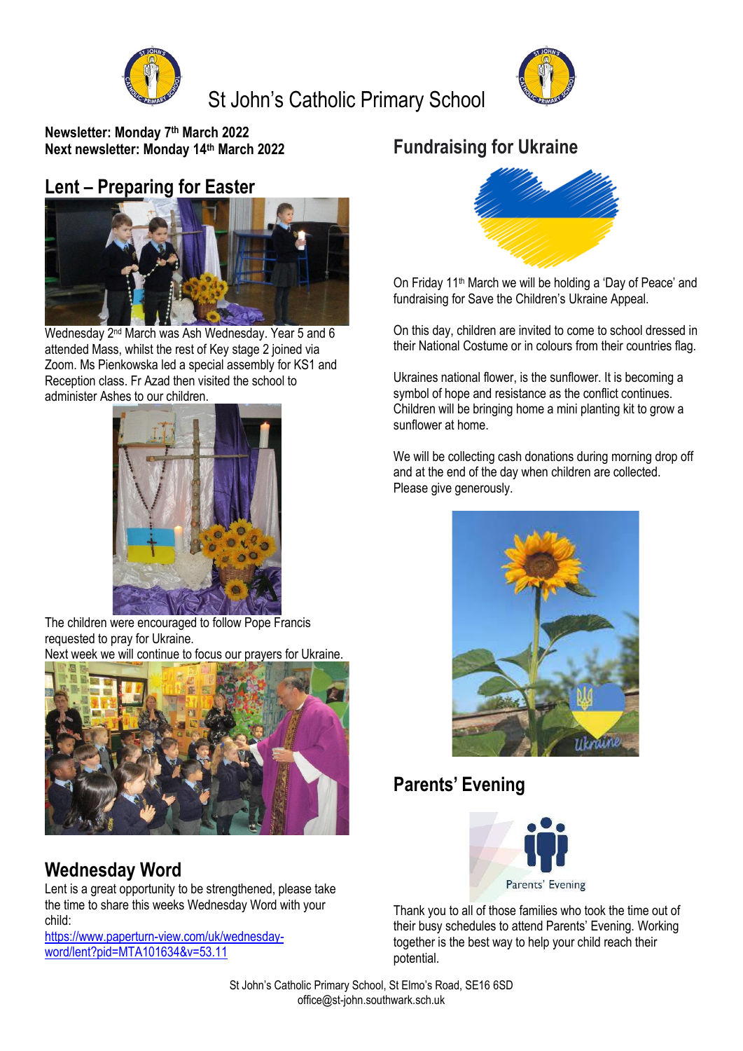# St John's Catholic Primary School

**Newsletter: Monday 7th March 2022**
**Next newsletter: Monday 14th March 2022**

## Lent – Preparing for Easter

Wednesday 2nd March was Ash Wednesday. Year 5 and 6 attended Mass, whilst the rest of Key stage 2 joined via Zoom. Ms Pienkowska led a special assembly for KS1 and Reception class. Fr Azad then visited the school to administer Ashes to our children.

The children were encouraged to follow Pope Francis requested to pray for Ukraine.
Next week we will continue to focus our prayers for Ukraine.

## Wednesday Word

Lent is a great opportunity to be strengthened, please take the time to share this weeks Wednesday Word with your child:
[https://www.paperturn-view.com/uk/wednesday-word/lent?pid=MTA101634&v=53.11](https://www.paperturn-view.com/uk/wednesday-word/lent?pid=MTA101634&v=53.11)

## Fundraising for Ukraine

On Friday 11th March we will be holding a 'Day of Peace' and fundraising for Save the Children's Ukraine Appeal.

On this day, children are invited to come to school dressed in their National Costume or in colours from their countries flag.

Ukraines national flower, is the sunflower. It is becoming a symbol of hope and resistance as the conflict continues. Children will be bringing home a mini planting kit to grow a sunflower at home.

We will be collecting cash donations during morning drop off and at the end of the day when children are collected. Please give generously.

## Parents' Evening

Thank you to all of those families who took the time out of their busy schedules to attend Parents' Evening. Working together is the best way to help your child reach their potential.

St John's Catholic Primary School, St Elmo's Road, SE16 6SD
office@st-john.southwark.sch.uk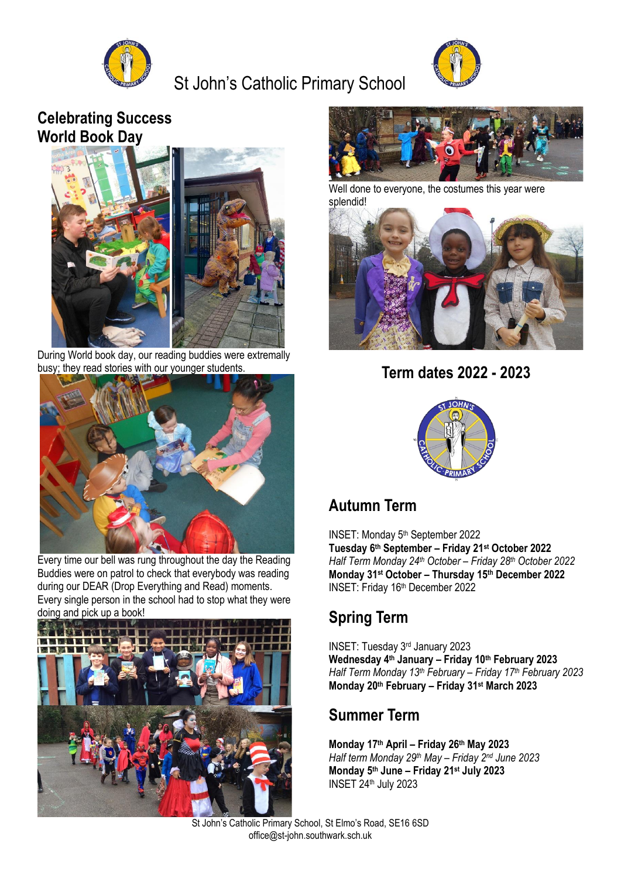# St John's Catholic Primary School

## Celebrating Success

## World Book Day

During World book day, our reading buddies were extremally busy; they read stories with our younger students.

Every time our bell was rung throughout the day the Reading Buddies were on patrol to check that everybody was reading during our DEAR (Drop Everything and Read) moments. Every single person in the school had to stop what they were doing and pick up a book!

Well done to everyone, the costumes this year were splendid!

## Term dates 2022 - 2023

### Autumn Term

INSET: Monday 5th September 2022
**Tuesday 6th September – Friday 21st October 2022**
*Half Term Monday 24th October – Friday 28th October 2022*
**Monday 31st October – Thursday 15th December 2022**
INSET: Friday 16th December 2022

### Spring Term

INSET: Tuesday 3rd January 2023
**Wednesday 4th January – Friday 10th February 2023**
*Half Term Monday 13th February – Friday 17th February 2023*
**Monday 20th February – Friday 31st March 2023**

### Summer Term

**Monday 17th April – Friday 26th May 2023**
*Half term Monday 29th May – Friday 2nd June 2023*
**Monday 5th June – Friday 21st July 2023**
INSET 24th July 2023

St John's Catholic Primary School, St Elmo's Road, SE16 6SD
office@st-john.southwark.sch.uk